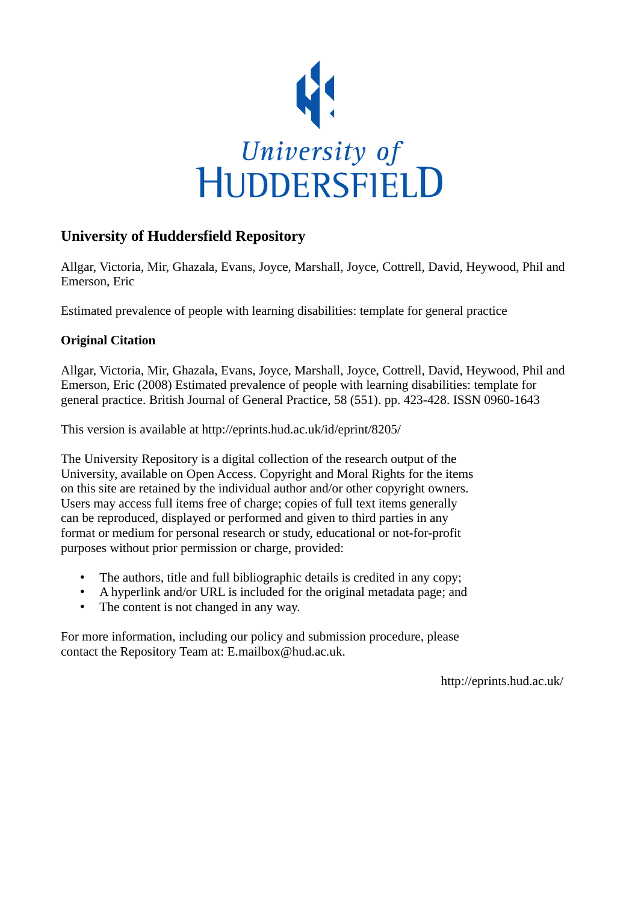University of HUDDERSFIELD

## University of Huddersfield Repository

Allgar, Victoria, Mir, Ghazala, Evans, Joyce, Marshall, Joyce, Cottrell, David, Heywood, Phil and Emerson, Eric

Estimated prevalence of people with learning disabilities: template for general practice

### Original Citation

Allgar, Victoria, Mir, Ghazala, Evans, Joyce, Marshall, Joyce, Cottrell, David, Heywood, Phil and Emerson, Eric (2008) Estimated prevalence of people with learning disabilities: template for general practice. British Journal of General Practice, 58 (551). pp. 423-428. ISSN 0960-1643

This version is available at http://eprints.hud.ac.uk/id/eprint/8205/

The University Repository is a digital collection of the research output of the University, available on Open Access. Copyright and Moral Rights for the items on this site are retained by the individual author and/or other copyright owners. Users may access full items free of charge; copies of full text items generally can be reproduced, displayed or performed and given to third parties in any format or medium for personal research or study, educational or not-for-profit purposes without prior permission or charge, provided:

- The authors, title and full bibliographic details is credited in any copy;
- A hyperlink and/or URL is included for the original metadata page; and
- The content is not changed in any way.

For more information, including our policy and submission procedure, please contact the Repository Team at: E.mailbox@hud.ac.uk.

http://eprints.hud.ac.uk/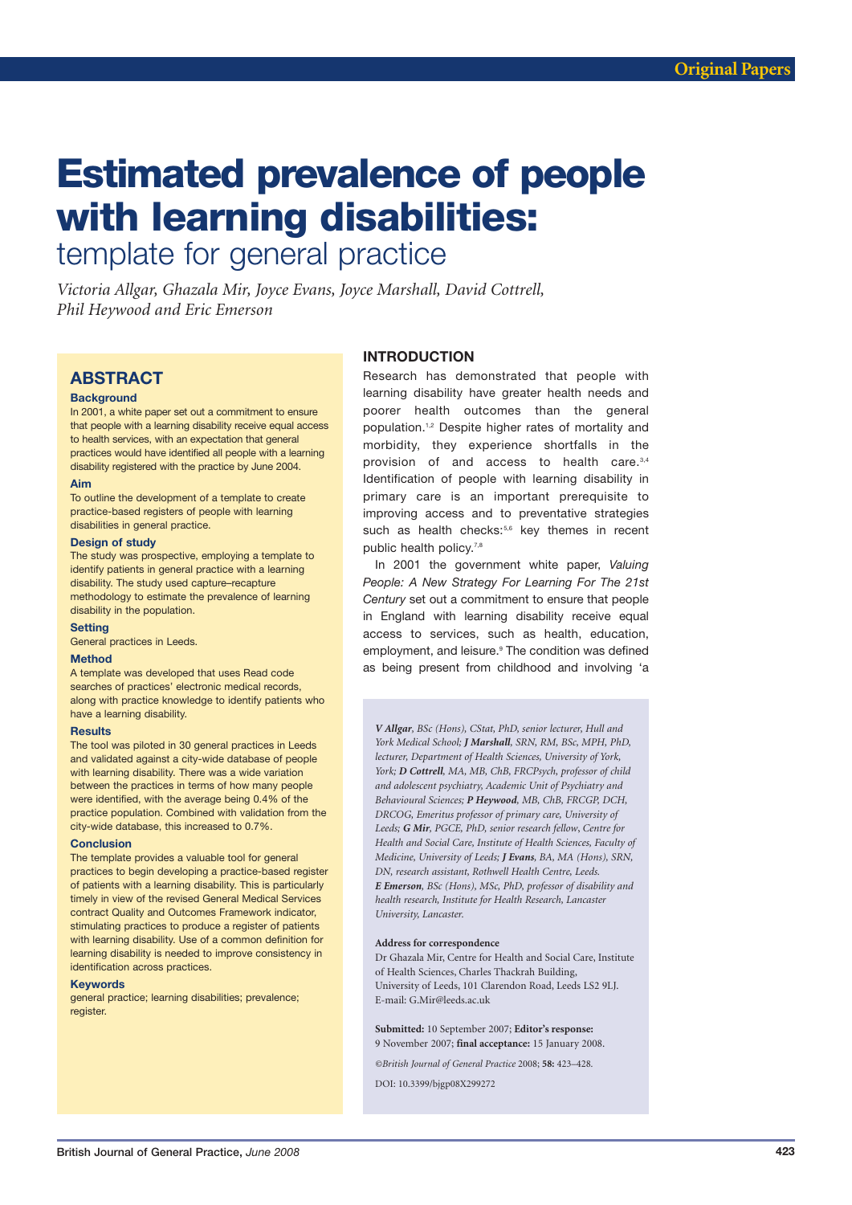# Estimated prevalence of people with learning disabilities:

## template for general practice

*Victoria Allgar, Ghazala Mir, Joyce Evans, Joyce Marshall, David Cottrell, Phil Heywood and Eric Emerson*

## ABSTRACT

### Background

In 2001, a white paper set out a commitment to ensure that people with a learning disability receive equal access to health services, with an expectation that general practices would have identified all people with a learning disability registered with the practice by June 2004.

### Aim

To outline the development of a template to create practice-based registers of people with learning disabilities in general practice.

### Design of study

The study was prospective, employing a template to identify patients in general practice with a learning disability. The study used capture–recapture methodology to estimate the prevalence of learning disability in the population.

### Setting

General practices in Leeds.

### Method

A template was developed that uses Read code searches of practices' electronic medical records, along with practice knowledge to identify patients who have a learning disability.

### Results

The tool was piloted in 30 general practices in Leeds and validated against a city-wide database of people with learning disability. There was a wide variation between the practices in terms of how many people were identified, with the average being 0.4% of the practice population. Combined with validation from the city-wide database, this increased to 0.7%.

### Conclusion

The template provides a valuable tool for general practices to begin developing a practice-based register of patients with a learning disability. This is particularly timely in view of the revised General Medical Services contract Quality and Outcomes Framework indicator, stimulating practices to produce a register of patients with learning disability. Use of a common definition for learning disability is needed to improve consistency in identification across practices.

### Keywords

general practice; learning disabilities; prevalence; register.

## INTRODUCTION

Research has demonstrated that people with learning disability have greater health needs and poorer health outcomes than the general population.[1,2] Despite higher rates of mortality and morbidity, they experience shortfalls in the provision of and access to health care.[3,4] Identification of people with learning disability in primary care is an important prerequisite to improving access and to preventative strategies such as health checks:[5,6] key themes in recent public health policy.[7,8]

In 2001 the government white paper, *Valuing People: A New Strategy For Learning For The 21st Century* set out a commitment to ensure that people in England with learning disability receive equal access to services, such as health, education, employment, and leisure.[9] The condition was defined as being present from childhood and involving 'a

***V Allgar**, BSc (Hons), CStat, PhD, senior lecturer, Hull and York Medical School; **J Marshall**, SRN, RM, BSc, MPH, PhD, lecturer, Department of Health Sciences, University of York, York; **D Cottrell**, MA, MB, ChB, FRCPsych, professor of child and adolescent psychiatry, Academic Unit of Psychiatry and Behavioural Sciences; **P Heywood**, MB, ChB, FRCGP, DCH, DRCOG, Emeritus professor of primary care, University of Leeds; **G Mir**, PGCE, PhD, senior research fellow, Centre for Health and Social Care, Institute of Health Sciences, Faculty of Medicine, University of Leeds; **J Evans**, BA, MA (Hons), SRN, DN, research assistant, Rothwell Health Centre, Leeds. **E Emerson**, BSc (Hons), MSc, PhD, professor of disability and health research, Institute for Health Research, Lancaster University, Lancaster.*

**Address for correspondence**

Dr Ghazala Mir, Centre for Health and Social Care, Institute of Health Sciences, Charles Thackrah Building, University of Leeds, 101 Clarendon Road, Leeds LS2 9LJ. E-mail: G.Mir@leeds.ac.uk

**Submitted:** 10 September 2007; **Editor's response:** 9 November 2007; **final acceptance:** 15 January 2008.

*©British Journal of General Practice* 2008; **58:** 423–428.

DOI: 10.3399/bjgp08X299272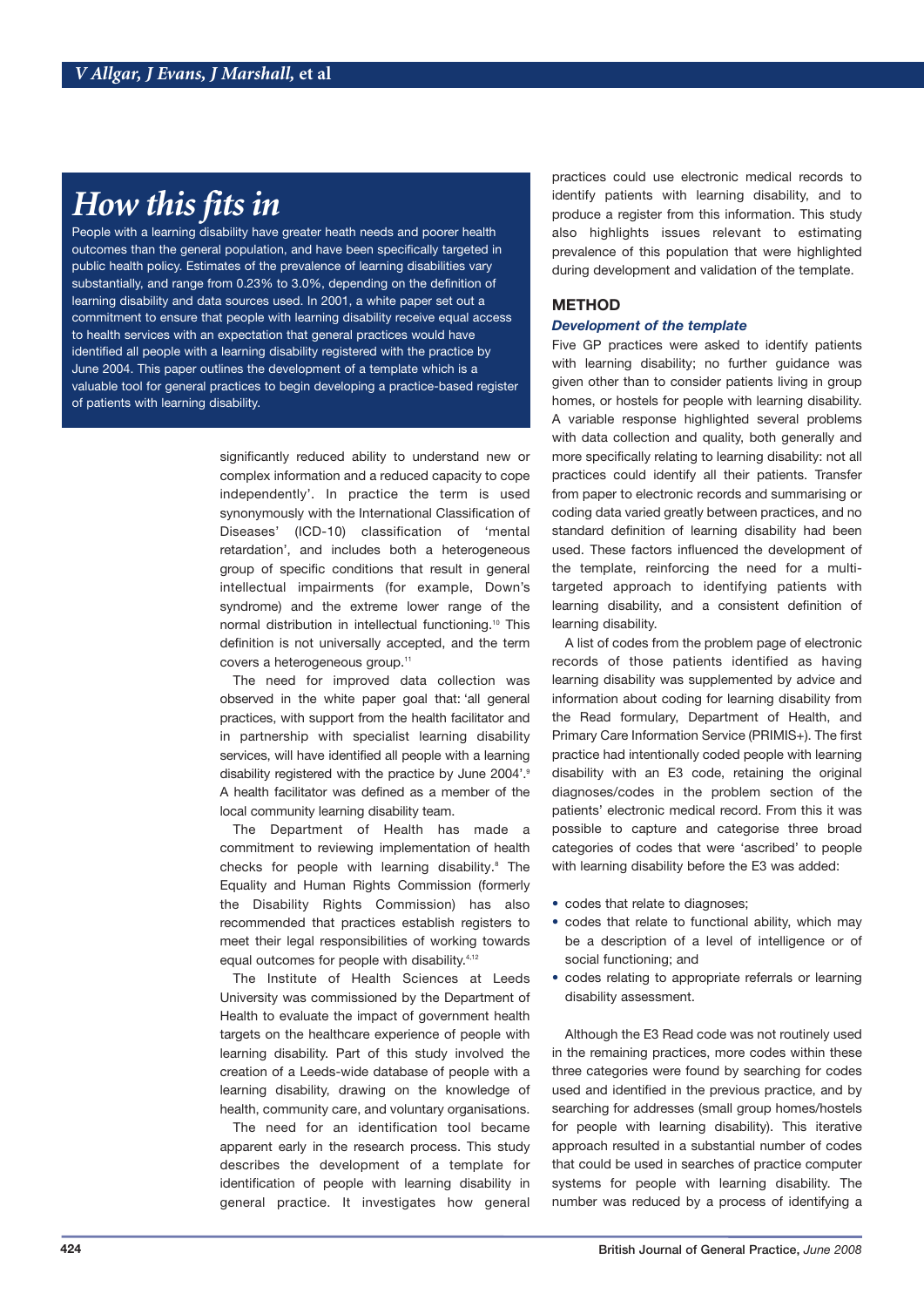## How this fits in

People with a learning disability have greater heath needs and poorer health outcomes than the general population, and have been specifically targeted in public health policy. Estimates of the prevalence of learning disabilities vary substantially, and range from 0.23% to 3.0%, depending on the definition of learning disability and data sources used. In 2001, a white paper set out a commitment to ensure that people with learning disability receive equal access to health services with an expectation that general practices would have identified all people with a learning disability registered with the practice by June 2004. This paper outlines the development of a template which is a valuable tool for general practices to begin developing a practice-based register of patients with learning disability.

significantly reduced ability to understand new or complex information and a reduced capacity to cope independently'. In practice the term is used synonymously with the International Classification of Diseases' (ICD-10) classification of 'mental retardation', and includes both a heterogeneous group of specific conditions that result in general intellectual impairments (for example, Down's syndrome) and the extreme lower range of the normal distribution in intellectual functioning.[10] This definition is not universally accepted, and the term covers a heterogeneous group.[11]

The need for improved data collection was observed in the white paper goal that: 'all general practices, with support from the health facilitator and in partnership with specialist learning disability services, will have identified all people with a learning disability registered with the practice by June 2004'.[9] A health facilitator was defined as a member of the local community learning disability team.

The Department of Health has made a commitment to reviewing implementation of health checks for people with learning disability.[8] The Equality and Human Rights Commission (formerly the Disability Rights Commission) has also recommended that practices establish registers to meet their legal responsibilities of working towards equal outcomes for people with disability.[4,12]

The Institute of Health Sciences at Leeds University was commissioned by the Department of Health to evaluate the impact of government health targets on the healthcare experience of people with learning disability. Part of this study involved the creation of a Leeds-wide database of people with a learning disability, drawing on the knowledge of health, community care, and voluntary organisations.

The need for an identification tool became apparent early in the research process. This study describes the development of a template for identification of people with learning disability in general practice. It investigates how general practices could use electronic medical records to identify patients with learning disability, and to produce a register from this information. This study also highlights issues relevant to estimating prevalence of this population that were highlighted during development and validation of the template.

## METHOD

### *Development of the template*

Five GP practices were asked to identify patients with learning disability; no further guidance was given other than to consider patients living in group homes, or hostels for people with learning disability. A variable response highlighted several problems with data collection and quality, both generally and more specifically relating to learning disability: not all practices could identify all their patients. Transfer from paper to electronic records and summarising or coding data varied greatly between practices, and no standard definition of learning disability had been used. These factors influenced the development of the template, reinforcing the need for a multi-targeted approach to identifying patients with learning disability, and a consistent definition of learning disability.

A list of codes from the problem page of electronic records of those patients identified as having learning disability was supplemented by advice and information about coding for learning disability from the Read formulary, Department of Health, and Primary Care Information Service (PRIMIS+). The first practice had intentionally coded people with learning disability with an E3 code, retaining the original diagnoses/codes in the problem section of the patients' electronic medical record. From this it was possible to capture and categorise three broad categories of codes that were 'ascribed' to people with learning disability before the E3 was added:

- codes that relate to diagnoses;
- codes that relate to functional ability, which may be a description of a level of intelligence or of social functioning; and
- codes relating to appropriate referrals or learning disability assessment.

Although the E3 Read code was not routinely used in the remaining practices, more codes within these three categories were found by searching for codes used and identified in the previous practice, and by searching for addresses (small group homes/hostels for people with learning disability). This iterative approach resulted in a substantial number of codes that could be used in searches of practice computer systems for people with learning disability. The number was reduced by a process of identifying a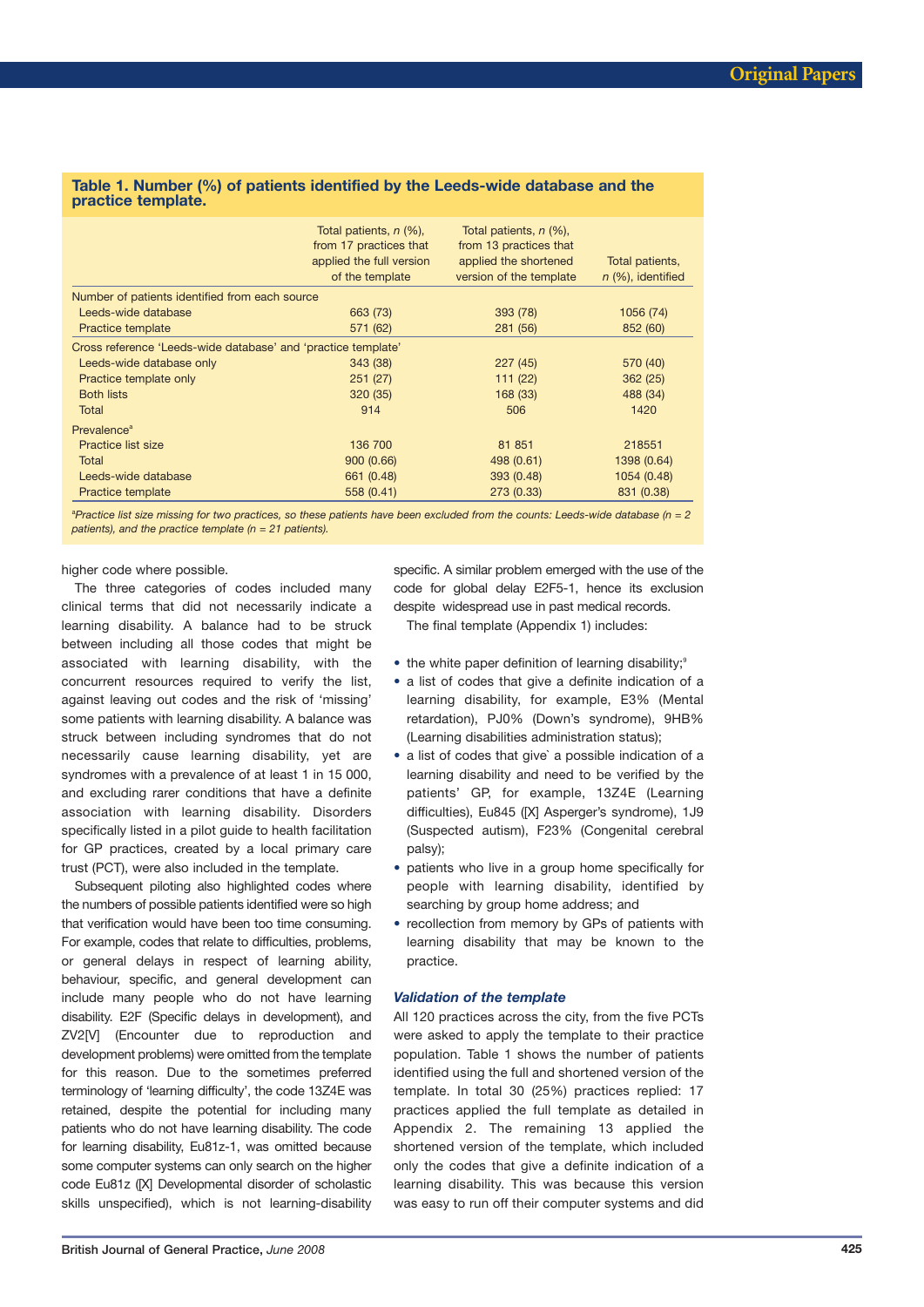**Table 1. Number (%) of patients identified by the Leeds-wide database and the practice template.**

| | Total patients, *n* (%), from 17 practices that applied the full version of the template | Total patients, *n* (%), from 13 practices that applied the shortened version of the template | Total patients, *n* (%), identified |
|---|---|---|---|
| Number of patients identified from each source | | | |
| Leeds-wide database | 663 (73) | 393 (78) | 1056 (74) |
| Practice template | 571 (62) | 281 (56) | 852 (60) |
| Cross reference 'Leeds-wide database' and 'practice template' | | | |
| Leeds-wide database only | 343 (38) | 227 (45) | 570 (40) |
| Practice template only | 251 (27) | 111 (22) | 362 (25) |
| Both lists | 320 (35) | 168 (33) | 488 (34) |
| Total | 914 | 506 | 1420 |
| Prevalence[a] | | | |
| Practice list size | 136 700 | 81 851 | 218551 |
| Total | 900 (0.66) | 498 (0.61) | 1398 (0.64) |
| Leeds-wide database | 661 (0.48) | 393 (0.48) | 1054 (0.48) |
| Practice template | 558 (0.41) | 273 (0.33) | 831 (0.38) |

[a]*Practice list size missing for two practices, so these patients have been excluded from the counts: Leeds-wide database (n = 2 patients), and the practice template (n = 21 patients).*

higher code where possible.

The three categories of codes included many clinical terms that did not necessarily indicate a learning disability. A balance had to be struck between including all those codes that might be associated with learning disability, with the concurrent resources required to verify the list, against leaving out codes and the risk of 'missing' some patients with learning disability. A balance was struck between including syndromes that do not necessarily cause learning disability, yet are syndromes with a prevalence of at least 1 in 15 000, and excluding rarer conditions that have a definite association with learning disability. Disorders specifically listed in a pilot guide to health facilitation for GP practices, created by a local primary care trust (PCT), were also included in the template.

Subsequent piloting also highlighted codes where the numbers of possible patients identified were so high that verification would have been too time consuming. For example, codes that relate to difficulties, problems, or general delays in respect of learning ability, behaviour, specific, and general development can include many people who do not have learning disability. E2F (Specific delays in development), and ZV2[V] (Encounter due to reproduction and development problems) were omitted from the template for this reason. Due to the sometimes preferred terminology of 'learning difficulty', the code 13Z4E was retained, despite the potential for including many patients who do not have learning disability. The code for learning disability, Eu81z-1, was omitted because some computer systems can only search on the higher code Eu81z ([X] Developmental disorder of scholastic skills unspecified), which is not learning-disability specific. A similar problem emerged with the use of the code for global delay E2F5-1, hence its exclusion despite widespread use in past medical records.

The final template (Appendix 1) includes:

- the white paper definition of learning disability;[9]
- a list of codes that give a definite indication of a learning disability, for example, E3% (Mental retardation), PJ0% (Down's syndrome), 9HB% (Learning disabilities administration status);
- a list of codes that give` a possible indication of a learning disability and need to be verified by the patients' GP, for example, 13Z4E (Learning difficulties), Eu845 ([X] Asperger's syndrome), 1J9 (Suspected autism), F23% (Congenital cerebral palsy);
- patients who live in a group home specifically for people with learning disability, identified by searching by group home address; and
- recollection from memory by GPs of patients with learning disability that may be known to the practice.

### *Validation of the template*

All 120 practices across the city, from the five PCTs were asked to apply the template to their practice population. Table 1 shows the number of patients identified using the full and shortened version of the template. In total 30 (25%) practices replied: 17 practices applied the full template as detailed in Appendix 2. The remaining 13 applied the shortened version of the template, which included only the codes that give a definite indication of a learning disability. This was because this version was easy to run off their computer systems and did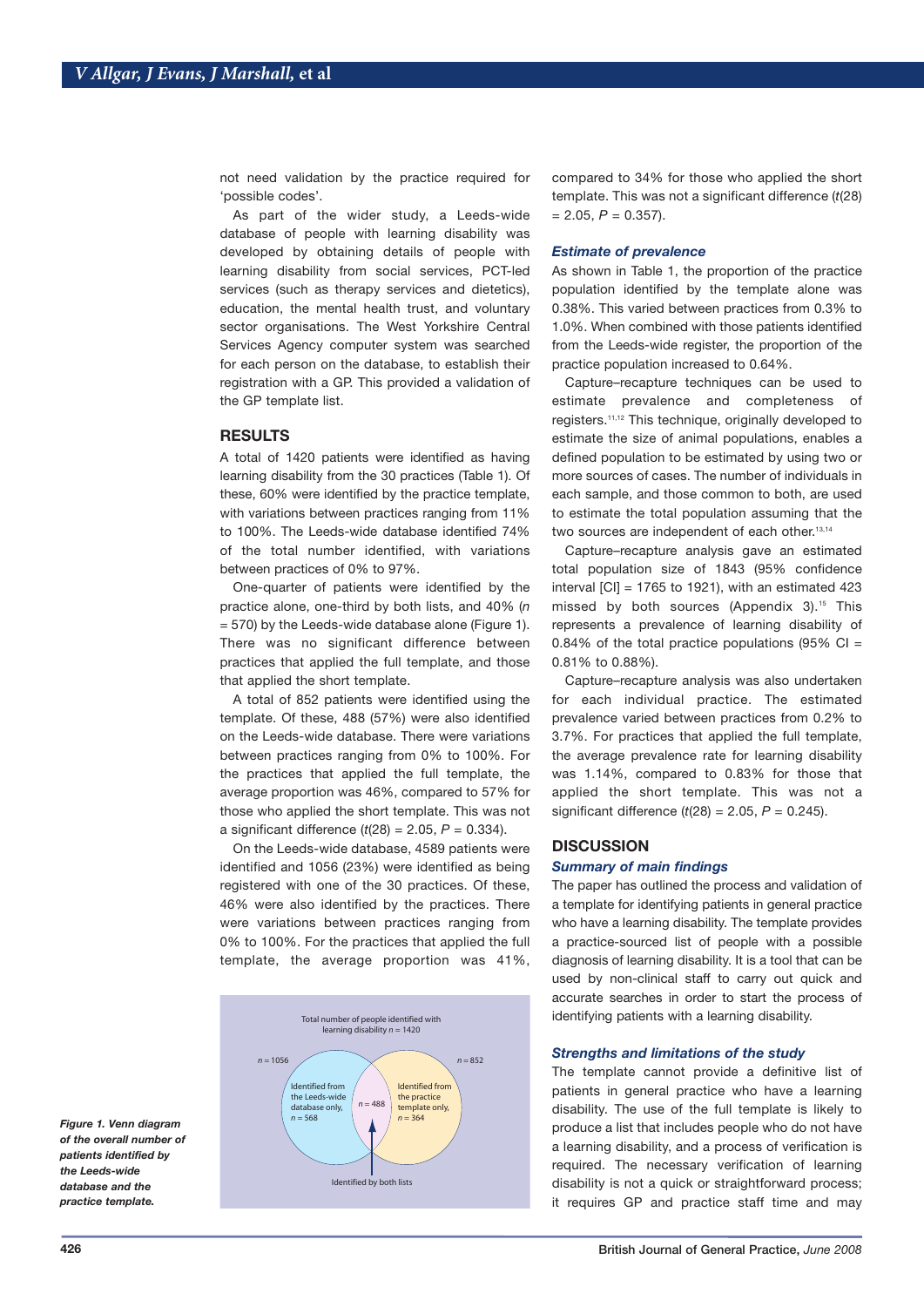not need validation by the practice required for 'possible codes'.

As part of the wider study, a Leeds-wide database of people with learning disability was developed by obtaining details of people with learning disability from social services, PCT-led services (such as therapy services and dietetics), education, the mental health trust, and voluntary sector organisations. The West Yorkshire Central Services Agency computer system was searched for each person on the database, to establish their registration with a GP. This provided a validation of the GP template list.

## RESULTS

A total of 1420 patients were identified as having learning disability from the 30 practices (Table 1). Of these, 60% were identified by the practice template, with variations between practices ranging from 11% to 100%. The Leeds-wide database identified 74% of the total number identified, with variations between practices of 0% to 97%.

One-quarter of patients were identified by the practice alone, one-third by both lists, and 40% (*n* = 570) by the Leeds-wide database alone (Figure 1). There was no significant difference between practices that applied the full template, and those that applied the short template.

A total of 852 patients were identified using the template. Of these, 488 (57%) were also identified on the Leeds-wide database. There were variations between practices ranging from 0% to 100%. For the practices that applied the full template, the average proportion was 46%, compared to 57% for those who applied the short template. This was not a significant difference ($t(28) = 2.05$, $P = 0.334$).

On the Leeds-wide database, 4589 patients were identified and 1056 (23%) were identified as being registered with one of the 30 practices. Of these, 46% were also identified by the practices. There were variations between practices ranging from 0% to 100%. For the practices that applied the full template, the average proportion was 41%, compared to 34% for those who applied the short template. This was not a significant difference ($t(28) = 2.05$, $P = 0.357$).

*Figure 1. Venn diagram of the overall number of patients identified by the Leeds-wide database and the practice template.*

### *Estimate of prevalence*

As shown in Table 1, the proportion of the practice population identified by the template alone was 0.38%. This varied between practices from 0.3% to 1.0%. When combined with those patients identified from the Leeds-wide register, the proportion of the practice population increased to 0.64%.

Capture–recapture techniques can be used to estimate prevalence and completeness of registers.[11,12] This technique, originally developed to estimate the size of animal populations, enables a defined population to be estimated by using two or more sources of cases. The number of individuals in each sample, and those common to both, are used to estimate the total population assuming that the two sources are independent of each other.[13,14]

Capture–recapture analysis gave an estimated total population size of 1843 (95% confidence interval [CI] = 1765 to 1921), with an estimated 423 missed by both sources (Appendix 3).[15] This represents a prevalence of learning disability of 0.84% of the total practice populations (95% CI = 0.81% to 0.88%).

Capture–recapture analysis was also undertaken for each individual practice. The estimated prevalence varied between practices from 0.2% to 3.7%. For practices that applied the full template, the average prevalence rate for learning disability was 1.14%, compared to 0.83% for those that applied the short template. This was not a significant difference ($t(28) = 2.05$, $P = 0.245$).

## DISCUSSION

### *Summary of main findings*

The paper has outlined the process and validation of a template for identifying patients in general practice who have a learning disability. The template provides a practice-sourced list of people with a possible diagnosis of learning disability. It is a tool that can be used by non-clinical staff to carry out quick and accurate searches in order to start the process of identifying patients with a learning disability.

### *Strengths and limitations of the study*

The template cannot provide a definitive list of patients in general practice who have a learning disability. The use of the full template is likely to produce a list that includes people who do not have a learning disability, and a process of verification is required. The necessary verification of learning disability is not a quick or straightforward process; it requires GP and practice staff time and may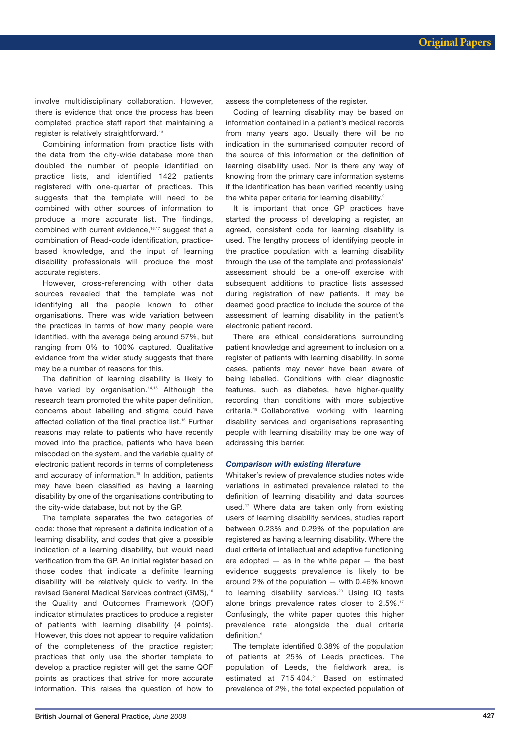involve multidisciplinary collaboration. However, there is evidence that once the process has been completed practice staff report that maintaining a register is relatively straightforward.[13]

Combining information from practice lists with the data from the city-wide database more than doubled the number of people identified on practice lists, and identified 1422 patients registered with one-quarter of practices. This suggests that the template will need to be combined with other sources of information to produce a more accurate list. The findings, combined with current evidence,[16,17] suggest that a combination of Read-code identification, practice-based knowledge, and the input of learning disability professionals will produce the most accurate registers.

However, cross-referencing with other data sources revealed that the template was not identifying all the people known to other organisations. There was wide variation between the practices in terms of how many people were identified, with the average being around 57%, but ranging from 0% to 100% captured. Qualitative evidence from the wider study suggests that there may be a number of reasons for this.

The definition of learning disability is likely to have varied by organisation.[14,15] Although the research team promoted the white paper definition, concerns about labelling and stigma could have affected collation of the final practice list.[16] Further reasons may relate to patients who have recently moved into the practice, patients who have been miscoded on the system, and the variable quality of electronic patient records in terms of completeness and accuracy of information.[18] In addition, patients may have been classified as having a learning disability by one of the organisations contributing to the city-wide database, but not by the GP.

The template separates the two categories of code: those that represent a definite indication of a learning disability, and codes that give a possible indication of a learning disability, but would need verification from the GP. An initial register based on those codes that indicate a definite learning disability will be relatively quick to verify. In the revised General Medical Services contract (GMS),[10] the Quality and Outcomes Framework (QOF) indicator stimulates practices to produce a register of patients with learning disability (4 points). However, this does not appear to require validation of the completeness of the practice register; practices that only use the shorter template to develop a practice register will get the same QOF points as practices that strive for more accurate information. This raises the question of how to assess the completeness of the register.

Coding of learning disability may be based on information contained in a patient's medical records from many years ago. Usually there will be no indication in the summarised computer record of the source of this information or the definition of learning disability used. Nor is there any way of knowing from the primary care information systems if the identification has been verified recently using the white paper criteria for learning disability.[9]

It is important that once GP practices have started the process of developing a register, an agreed, consistent code for learning disability is used. The lengthy process of identifying people in the practice population with a learning disability through the use of the template and professionals' assessment should be a one-off exercise with subsequent additions to practice lists assessed during registration of new patients. It may be deemed good practice to include the source of the assessment of learning disability in the patient's electronic patient record.

There are ethical considerations surrounding patient knowledge and agreement to inclusion on a register of patients with learning disability. In some cases, patients may never have been aware of being labelled. Conditions with clear diagnostic features, such as diabetes, have higher-quality recording than conditions with more subjective criteria.[19] Collaborative working with learning disability services and organisations representing people with learning disability may be one way of addressing this barrier.

### Comparison with existing literature

Whitaker's review of prevalence studies notes wide variations in estimated prevalence related to the definition of learning disability and data sources used.[17] Where data are taken only from existing users of learning disability services, studies report between 0.23% and 0.29% of the population are registered as having a learning disability. Where the dual criteria of intellectual and adaptive functioning are adopted — as in the white paper — the best evidence suggests prevalence is likely to be around 2% of the population — with 0.46% known to learning disability services.[20] Using IQ tests alone brings prevalence rates closer to 2.5%.[17] Confusingly, the white paper quotes this higher prevalence rate alongside the dual criteria definition.[9]

The template identified 0.38% of the population of patients at 25% of Leeds practices. The population of Leeds, the fieldwork area, is estimated at 715 404.[21] Based on estimated prevalence of 2%, the total expected population of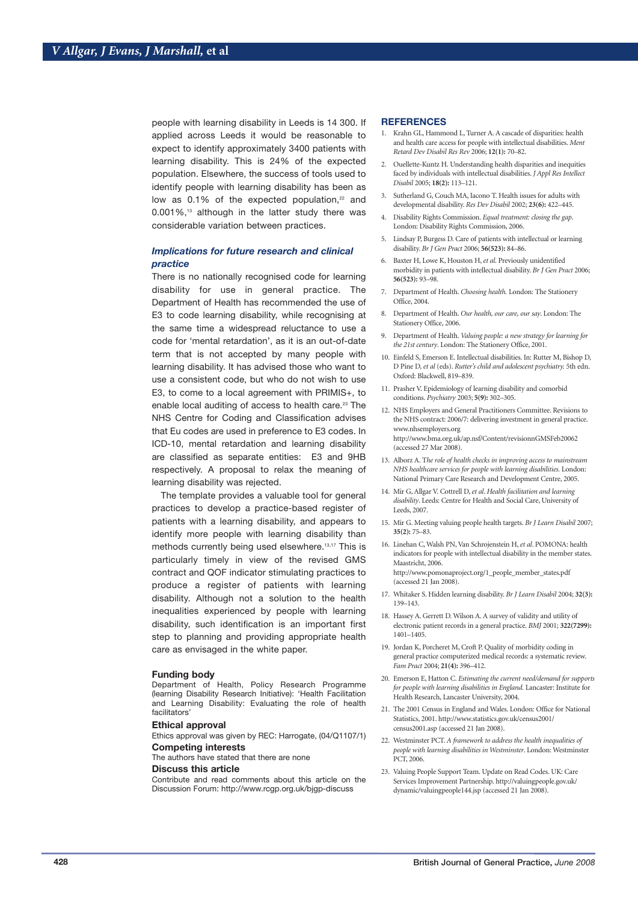people with learning disability in Leeds is 14 300. If applied across Leeds it would be reasonable to expect to identify approximately 3400 patients with learning disability. This is 24% of the expected population. Elsewhere, the success of tools used to identify people with learning disability has been as low as 0.1% of the expected population,[22] and 0.001%,[13] although in the latter study there was considerable variation between practices.

### Implications for future research and clinical practice

There is no nationally recognised code for learning disability for use in general practice. The Department of Health has recommended the use of E3 to code learning disability, while recognising at the same time a widespread reluctance to use a code for 'mental retardation', as it is an out-of-date term that is not accepted by many people with learning disability. It has advised those who want to use a consistent code, but who do not wish to use E3, to come to a local agreement with PRIMIS+, to enable local auditing of access to health care.[23] The NHS Centre for Coding and Classification advises that Eu codes are used in preference to E3 codes. In ICD-10, mental retardation and learning disability are classified as separate entities: E3 and 9HB respectively. A proposal to relax the meaning of learning disability was rejected.

The template provides a valuable tool for general practices to develop a practice-based register of patients with a learning disability, and appears to identify more people with learning disability than methods currently being used elsewhere.[13,17] This is particularly timely in view of the revised GMS contract and QOF indicator stimulating practices to produce a register of patients with learning disability. Although not a solution to the health inequalities experienced by people with learning disability, such identification is an important first step to planning and providing appropriate health care as envisaged in the white paper.

### Funding body

Department of Health, Policy Research Programme (learning Disability Research Initiative): 'Health Facilitation and Learning Disability: Evaluating the role of health facilitators'

### Ethical approval

Ethics approval was given by REC: Harrogate, (04/Q1107/1)

### Competing interests

The authors have stated that there are none

### Discuss this article

Contribute and read comments about this article on the Discussion Forum: http://www.rcgp.org.uk/bjgp-discuss

## REFERENCES

1. Krahn GL, Hammond L, Turner A. A cascade of disparities: health and health care access for people with intellectual disabilities. *Ment Retard Dev Disabil Res Rev* 2006; **12(1):** 70–82.
2. Ouellette-Kuntz H. Understanding health disparities and inequities faced by individuals with intellectual disabilities. *J Appl Res Intellect Disabil* 2005; **18(2):** 113–121.
3. Sutherland G, Couch MA, Iacono T. Health issues for adults with developmental disability. *Res Dev Disabil* 2002; **23(6):** 422–445.
4. Disability Rights Commission. *Equal treatment: closing the gap*. London: Disability Rights Commission, 2006.
5. Lindsay P, Burgess D. Care of patients with intellectual or learning disability. *Br J Gen Pract* 2006; **56(523):** 84–86.
6. Baxter H, Lowe K, Houston H, *et al*. Previously unidentified morbidity in patients with intellectual disability. *Br J Gen Pract* 2006; **56(523):** 93–98.
7. Department of Health. *Choosing health.* London: The Stationery Office, 2004.
8. Department of Health. *Our health, our care, our say*. London: The Stationery Office, 2006.
9. Department of Health. *Valuing people: a new strategy for learning for the 21st century*. London: The Stationery Office, 2001.
10. Einfeld S, Emerson E. Intellectual disabilities. In: Rutter M, Bishop D, D Pine D, *et al* (eds). *Rutter's child and adolescent psychiatry.* 5th edn. Oxford: Blackwell, 819–839.
11. Prasher V. Epidemiology of learning disability and comorbid conditions. *Psychiatry* 2003; **5(9):** 302–305.
12. NHS Employers and General Practitioners Committee. Revisions to the NHS contract: 2006/7: delivering investment in general practice. www.nhsemployers.org http://www.bma.org.uk/ap.nsf/Content/revisionnGMSFeb20062 (accessed 27 Mar 2008).
13. Alborz A. T*he role of health checks in improving access to mainstream NHS healthcare services for people with learning disabilities.* London: National Primary Care Research and Development Centre, 2005.
14. Mir G, Allgar V. Cottrell D, *et al*. *Health facilitation and learning disability*. Leeds: Centre for Health and Social Care, University of Leeds, 2007.
15. Mir G. Meeting valuing people health targets. *Br J Learn Disabil* 2007; **35(2):** 75–83.
16. Linehan C, Walsh PN, Van Schrojenstein H, *et al*. POMONA: health indicators for people with intellectual disability in the member states. Maastricht, 2006. http://www.pomonaproject.org/1_people_member_states.pdf (accessed 21 Jan 2008).
17. Whitaker S. Hidden learning disability. *Br J Learn Disabil* 2004; **32(3):** 139–143.
18. Hassey A. Gerrett D. Wilson A. A survey of validity and utility of electronic patient records in a general practice. *BMJ* 2001; **322(7299):** 1401–1405.
19. Jordan K, Porcheret M, Croft P. Quality of morbidity coding in general practice computerized medical records: a systematic review. *Fam Pract* 2004; **21(4):** 396–412.
20. Emerson E, Hatton C. *Estimating the current need/demand for supports for people with learning disabilities in England.* Lancaster: Institute for Health Research, Lancaster University, 2004.
21. The 2001 Census in England and Wales. London: Office for National Statistics, 2001. http://www.statistics.gov.uk/census2001/census2001.asp (accessed 21 Jan 2008).
22. Westminster PCT. *A framework to address the health inequalities of people with learning disabilities in Westminster*. London: Westminster PCT, 2006.
23. Valuing People Support Team. Update on Read Codes. UK: Care Services Improvement Partnership. http://valuingpeople.gov.uk/dynamic/valuingpeople144.jsp (accessed 21 Jan 2008).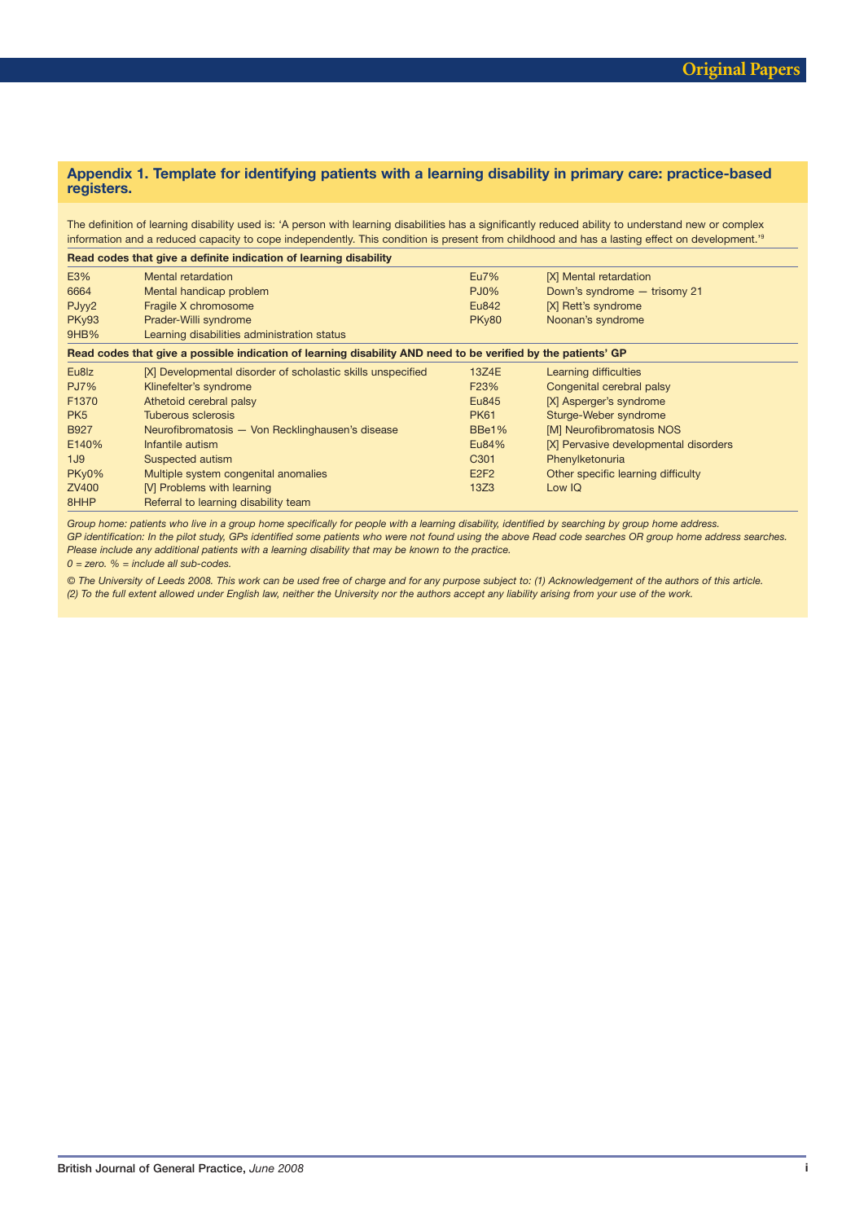## Appendix 1. Template for identifying patients with a learning disability in primary care: practice-based registers.

The definition of learning disability used is: 'A person with learning disabilities has a significantly reduced ability to understand new or complex information and a reduced capacity to cope independently. This condition is present from childhood and has a lasting effect on development.'[19]

| Read codes that give a definite indication of learning disability | | | |
|---|---|---|---|
| E3% | Mental retardation | Eu7% | [X] Mental retardation |
| 6664 | Mental handicap problem | PJ0% | Down's syndrome — trisomy 21 |
| PJyy2 | Fragile X chromosome | Eu842 | [X] Rett's syndrome |
| PKy93 | Prader-Willi syndrome | PKy80 | Noonan's syndrome |
| 9HB% | Learning disabilities administration status | | |
| **Read codes that give a possible indication of learning disability AND need to be verified by the patients' GP** | | | |
| Eu8lz | [X] Developmental disorder of scholastic skills unspecified | 13Z4E | Learning difficulties |
| PJ7% | Klinefelter's syndrome | F23% | Congenital cerebral palsy |
| F1370 | Athetoid cerebral palsy | Eu845 | [X] Asperger's syndrome |
| PK5 | Tuberous sclerosis | PK61 | Sturge-Weber syndrome |
| B927 | Neurofibromatosis — Von Recklinghausen's disease | BBe1% | [M] Neurofibromatosis NOS |
| E140% | Infantile autism | Eu84% | [X] Pervasive developmental disorders |
| 1J9 | Suspected autism | C301 | Phenylketonuria |
| PKy0% | Multiple system congenital anomalies | E2F2 | Other specific learning difficulty |
| ZV400 | [V] Problems with learning | 13Z3 | Low IQ |
| 8HHP | Referral to learning disability team | | |

*Group home: patients who live in a group home specifically for people with a learning disability, identified by searching by group home address.*
*GP identification: In the pilot study, GPs identified some patients who were not found using the above Read code searches OR group home address searches. Please include any additional patients with a learning disability that may be known to the practice.*
*0 = zero. % = include all sub-codes.*

*© The University of Leeds 2008. This work can be used free of charge and for any purpose subject to: (1) Acknowledgement of the authors of this article. (2) To the full extent allowed under English law, neither the University nor the authors accept any liability arising from your use of the work.*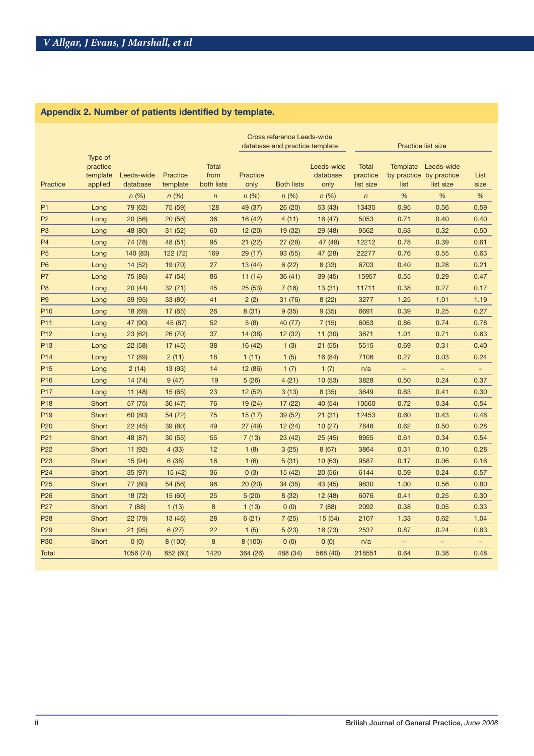## Appendix 2. Number of patients identified by template.

| Practice | Type of practice template applied | Leeds-wide database | Practice template | Total from both lists | Cross reference Leeds-wide database and practice template | | | Practice list size | | | |
|---|---|---|---|---|---|---|---|---|---|---|---|
| | | | | | Practice only | Both lists | Leeds-wide database only | Total practice list size | Template by practice list | Leeds-wide by practice list size | List size |
| | | n (%) | n (%) | n | n (%) | n (%) | n (%) | n | % | % | % |
| P1 | Long | 79 (62) | 75 (59) | 128 | 49 (37) | 26 (20) | 53 (43) | 13435 | 0.95 | 0.56 | 0.59 |
| P2 | Long | 20 (56) | 20 (56) | 36 | 16 (42) | 4 (11) | 16 (47) | 5053 | 0.71 | 0.40 | 0.40 |
| P3 | Long | 48 (80) | 31 (52) | 60 | 12 (20) | 19 (32) | 29 (48) | 9562 | 0.63 | 0.32 | 0.50 |
| P4 | Long | 74 (78) | 48 (51) | 95 | 21 (22) | 27 (28) | 47 (49) | 12212 | 0.78 | 0.39 | 0.61 |
| P5 | Long | 140 (83) | 122 (72) | 169 | 29 (17) | 93 (55) | 47 (28) | 22277 | 0.76 | 0.55 | 0.63 |
| P6 | Long | 14 (52) | 19 (70) | 27 | 13 (44) | 6 (22) | 8 (33) | 6703 | 0.40 | 0.28 | 0.21 |
| P7 | Long | 75 (86) | 47 (54) | 86 | 11 (14) | 36 (41) | 39 (45) | 15957 | 0.55 | 0.29 | 0.47 |
| P8 | Long | 20 (44) | 32 (71) | 45 | 25 (53) | 7 (16) | 13 (31) | 11711 | 0.38 | 0.27 | 0.17 |
| P9 | Long | 39 (95) | 33 (80) | 41 | 2 (2) | 31 (76) | 8 (22) | 3277 | 1.25 | 1.01 | 1.19 |
| P10 | Long | 18 (69) | 17 (65) | 26 | 8 (31) | 9 (35) | 9 (35) | 6691 | 0.39 | 0.25 | 0.27 |
| P11 | Long | 47 (90) | 45 (87) | 52 | 5 (8) | 40 (77) | 7 (15) | 6053 | 0.86 | 0.74 | 0.78 |
| P12 | Long | 23 (62) | 26 (70) | 37 | 14 (38) | 12 (32) | 11 (30) | 3671 | 1.01 | 0.71 | 0.63 |
| P13 | Long | 22 (58) | 17 (45) | 38 | 16 (42) | 1 (3) | 21 (55) | 5515 | 0.69 | 0.31 | 0.40 |
| P14 | Long | 17 (89) | 2 (11) | 18 | 1 (11) | 1 (5) | 16 (84) | 7106 | 0.27 | 0.03 | 0.24 |
| P15 | Long | 2 (14) | 13 (93) | 14 | 12 (86) | 1 (7) | 1 (7) | n/a | – | – | – |
| P16 | Long | 14 (74) | 9 (47) | 19 | 5 (26) | 4 (21) | 10 (53) | 3828 | 0.50 | 0.24 | 0.37 |
| P17 | Long | 11 (48) | 15 (65) | 23 | 12 (52) | 3 (13) | 8 (35) | 3649 | 0.63 | 0.41 | 0.30 |
| P18 | Short | 57 (75) | 36 (47) | 76 | 19 (24) | 17 (22) | 40 (54) | 10560 | 0.72 | 0.34 | 0.54 |
| P19 | Short | 60 (80) | 54 (72) | 75 | 15 (17) | 39 (52) | 21 (31) | 12453 | 0.60 | 0.43 | 0.48 |
| P20 | Short | 22 (45) | 39 (80) | 49 | 27 (49) | 12 (24) | 10 (27) | 7846 | 0.62 | 0.50 | 0.28 |
| P21 | Short | 48 (87) | 30 (55) | 55 | 7 (13) | 23 (42) | 25 (45) | 8955 | 0.61 | 0.34 | 0.54 |
| P22 | Short | 11 (92) | 4 (33) | 12 | 1 (8) | 3 (25) | 8 (67) | 3864 | 0.31 | 0.10 | 0.28 |
| P23 | Short | 15 (94) | 6 (38) | 16 | 1 (6) | 5 (31) | 10 (63) | 9587 | 0.17 | 0.06 | 0.16 |
| P24 | Short | 35 (97) | 15 (42) | 36 | 0 (3) | 15 (42) | 20 (56) | 6144 | 0.59 | 0.24 | 0.57 |
| P25 | Short | 77 (80) | 54 (56) | 96 | 20 (20) | 34 (35) | 43 (45) | 9630 | 1.00 | 0.56 | 0.80 |
| P26 | Short | 18 (72) | 15 (60) | 25 | 5 (20) | 8 (32) | 12 (48) | 6076 | 0.41 | 0.25 | 0.30 |
| P27 | Short | 7 (88) | 1 (13) | 8 | 1 (13) | 0 (0) | 7 (88) | 2092 | 0.38 | 0.05 | 0.33 |
| P28 | Short | 22 (79) | 13 (46) | 28 | 6 (21) | 7 (25) | 15 (54) | 2107 | 1.33 | 0.62 | 1.04 |
| P29 | Short | 21 (95) | 6 (27) | 22 | 1 (5) | 5 (23) | 16 (73) | 2537 | 0.87 | 0.24 | 0.83 |
| P30 | Short | 0 (0) | 8 (100) | 8 | 8 (100) | 0 (0) | 0 (0) | n/a | – | – | – |
| Total | | 1056 (74) | 852 (60) | 1420 | 364 (26) | 488 (34) | 568 (40) | 218551 | 0.64 | 0.38 | 0.48 |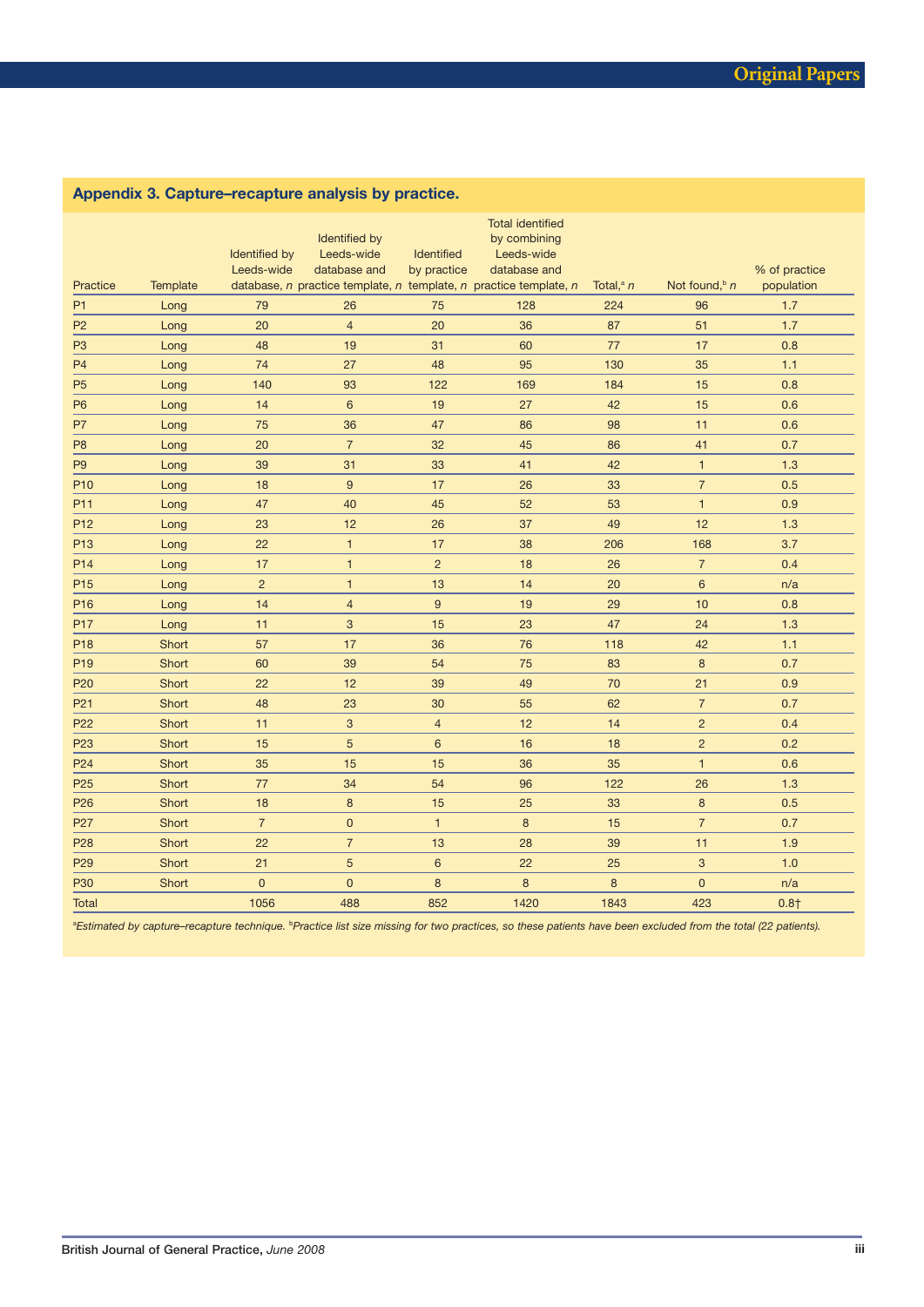## Appendix 3. Capture–recapture analysis by practice.

| Practice | Template | Identified by Leeds-wide database, n | Identified by Leeds-wide database and practice template, n | Identified by practice template, n | Total identified by combining Leeds-wide database and practice template, n | Total,[a] n | Not found,[b] n | % of practice population |
|---|---|---|---|---|---|---|---|---|
| P1 | Long | 79 | 26 | 75 | 128 | 224 | 96 | 1.7 |
| P2 | Long | 20 | 4 | 20 | 36 | 87 | 51 | 1.7 |
| P3 | Long | 48 | 19 | 31 | 60 | 77 | 17 | 0.8 |
| P4 | Long | 74 | 27 | 48 | 95 | 130 | 35 | 1.1 |
| P5 | Long | 140 | 93 | 122 | 169 | 184 | 15 | 0.8 |
| P6 | Long | 14 | 6 | 19 | 27 | 42 | 15 | 0.6 |
| P7 | Long | 75 | 36 | 47 | 86 | 98 | 11 | 0.6 |
| P8 | Long | 20 | 7 | 32 | 45 | 86 | 41 | 0.7 |
| P9 | Long | 39 | 31 | 33 | 41 | 42 | 1 | 1.3 |
| P10 | Long | 18 | 9 | 17 | 26 | 33 | 7 | 0.5 |
| P11 | Long | 47 | 40 | 45 | 52 | 53 | 1 | 0.9 |
| P12 | Long | 23 | 12 | 26 | 37 | 49 | 12 | 1.3 |
| P13 | Long | 22 | 1 | 17 | 38 | 206 | 168 | 3.7 |
| P14 | Long | 17 | 1 | 2 | 18 | 26 | 7 | 0.4 |
| P15 | Long | 2 | 1 | 13 | 14 | 20 | 6 | n/a |
| P16 | Long | 14 | 4 | 9 | 19 | 29 | 10 | 0.8 |
| P17 | Long | 11 | 3 | 15 | 23 | 47 | 24 | 1.3 |
| P18 | Short | 57 | 17 | 36 | 76 | 118 | 42 | 1.1 |
| P19 | Short | 60 | 39 | 54 | 75 | 83 | 8 | 0.7 |
| P20 | Short | 22 | 12 | 39 | 49 | 70 | 21 | 0.9 |
| P21 | Short | 48 | 23 | 30 | 55 | 62 | 7 | 0.7 |
| P22 | Short | 11 | 3 | 4 | 12 | 14 | 2 | 0.4 |
| P23 | Short | 15 | 5 | 6 | 16 | 18 | 2 | 0.2 |
| P24 | Short | 35 | 15 | 15 | 36 | 35 | 1 | 0.6 |
| P25 | Short | 77 | 34 | 54 | 96 | 122 | 26 | 1.3 |
| P26 | Short | 18 | 8 | 15 | 25 | 33 | 8 | 0.5 |
| P27 | Short | 7 | 0 | 1 | 8 | 15 | 7 | 0.7 |
| P28 | Short | 22 | 7 | 13 | 28 | 39 | 11 | 1.9 |
| P29 | Short | 21 | 5 | 6 | 22 | 25 | 3 | 1.0 |
| P30 | Short | 0 | 0 | 8 | 8 | 8 | 0 | n/a |
| Total | | 1056 | 488 | 852 | 1420 | 1843 | 423 | 0.8† |

[a]*Estimated by capture–recapture technique.* [b]*Practice list size missing for two practices, so these patients have been excluded from the total (22 patients).*